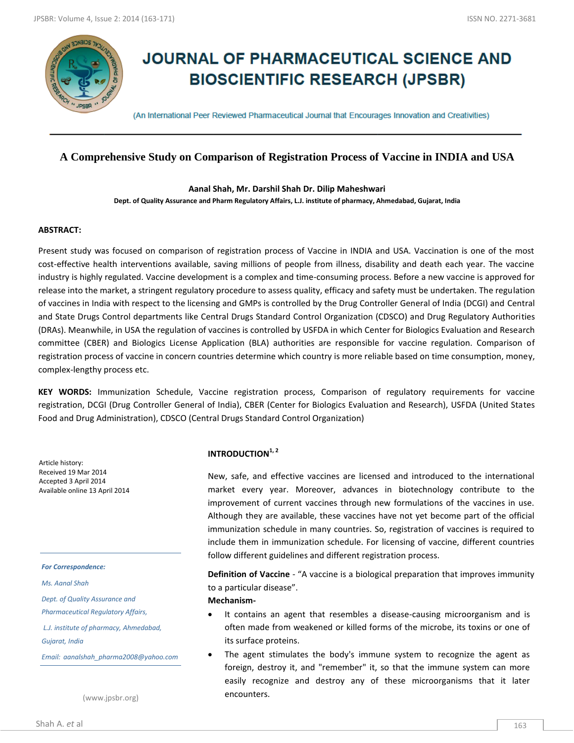# JOURNAL OF PHARMACEUTICAL SCIENCE AND BIOSCIENTIFIC RESEARCH (JPSBR)

(An International Peer Reviewed Pharmaceutical Journal that Encourages Innovation and Creativities)

## A Comprehensive Study on Comparison of Registration Process of Vaccine in INDIA and USA

**Aanal Shah, Mr. Darshil Shah Dr. Dilip Maheshwari**

**Dept. of Quality Assurance and Pharm Regulatory Affairs, L.J. institute of pharmacy, Ahmedabad, Gujarat, India**

### ABSTRACT:

Present study was focused on comparison of registration process of Vaccine in INDIA and USA. Vaccination is one of the most cost-effective health interventions available, saving millions of people from illness, disability and death each year. The vaccine industry is highly regulated. Vaccine development is a complex and time-consuming process. Before a new vaccine is approved for release into the market, a stringent regulatory procedure to assess quality, efficacy and safety must be undertaken. The regulation of vaccines in India with respect to the licensing and GMPs is controlled by the Drug Controller General of India (DCGI) and Central and State Drugs Control departments like Central Drugs Standard Control Organization (CDSCO) and Drug Regulatory Authorities (DRAs). Meanwhile, in USA the regulation of vaccines is controlled by USFDA in which Center for Biologics Evaluation and Research committee (CBER) and Biologics License Application (BLA) authorities are responsible for vaccine regulation. Comparison of registration process of vaccine in concern countries determine which country is more reliable based on time consumption, money, complex-lengthy process etc.

**KEY WORDS:** Immunization Schedule, Vaccine registration process, Comparison of regulatory requirements for vaccine registration, DCGI (Drug Controller General of India), CBER (Center for Biologics Evaluation and Research), USFDA (United States Food and Drug Administration), CDSCO (Central Drugs Standard Control Organization)

Article history:
Received 19 Mar 2014
Accepted 3 April 2014
Available online 13 April 2014

*For Correspondence:*

*Ms. Aanal Shah*

*Dept. of Quality Assurance and Pharmaceutical Regulatory Affairs,*

*L.J. institute of pharmacy, Ahmedabad, Gujarat, India*

*Email: aanalshah_pharma2008@yahoo.com*

(www.jpsbr.org)

### INTRODUCTION[1, 2]

New, safe, and effective vaccines are licensed and introduced to the international market every year. Moreover, advances in biotechnology contribute to the improvement of current vaccines through new formulations of the vaccines in use. Although they are available, these vaccines have not yet become part of the official immunization schedule in many countries. So, registration of vaccines is required to include them in immunization schedule. For licensing of vaccine, different countries follow different guidelines and different registration process.

**Definition of Vaccine** - “A vaccine is a biological preparation that improves immunity to a particular disease”.

**Mechanism-**

- It contains an agent that resembles a disease-causing microorganism and is often made from weakened or killed forms of the microbe, its toxins or one of its surface proteins.
- The agent stimulates the body's immune system to recognize the agent as foreign, destroy it, and "remember" it, so that the immune system can more easily recognize and destroy any of these microorganisms that it later encounters.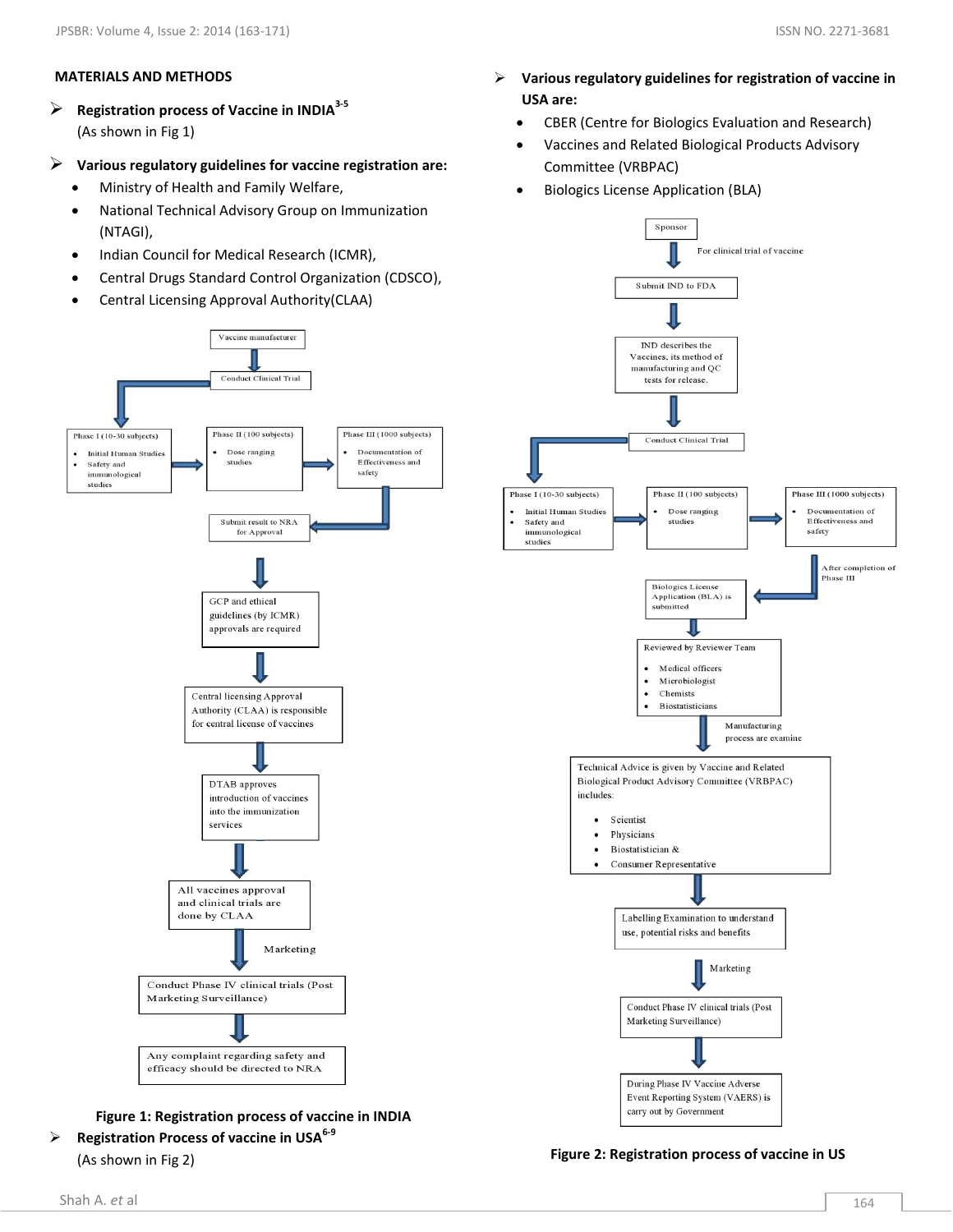## MATERIALS AND METHODS

- **Registration process of Vaccine in INDIA[3-5]**
  (As shown in Fig 1)

- **Various regulatory guidelines for vaccine registration are:**
  - Ministry of Health and Family Welfare,
  - National Technical Advisory Group on Immunization (NTAGI),
  - Indian Council for Medical Research (ICMR),
  - Central Drugs Standard Control Organization (CDSCO),
  - Central Licensing Approval Authority(CLAA)

Vaccine manufacturer → Conduct Clinical Trial → Phase I (10-30 subjects): Initial Human Studies; Safety and immunological studies → Phase II (100 subjects): Dose ranging studies → Phase III (1000 subjects): Documentation of Effectiveness and safety → Submit result to NRA for Approval → GCP and ethical guidelines (by ICMR) approvals are required → Central licensing Approval Authority (CLAA) is responsible for central license of vaccines → DTAB approves introduction of vaccines into the immunization services → All vaccines approval and clinical trials are done by CLAA → Marketing → Conduct Phase IV clinical trials (Post Marketing Surveillance) → Any complaint regarding safety and efficacy should be directed to NRA

**Figure 1: Registration process of vaccine in INDIA**

- **Registration Process of vaccine in USA[6-9]**
  (As shown in Fig 2)

- **Various regulatory guidelines for registration of vaccine in USA are:**
  - CBER (Centre for Biologics Evaluation and Research)
  - Vaccines and Related Biological Products Advisory Committee (VRBPAC)
  - Biologics License Application (BLA)

Sponsor → For clinical trial of vaccine → Submit IND to FDA → IND describes the Vaccines, its method of manufacturing and QC tests for release. → Conduct Clinical Trial → Phase I (10-30 subjects): Initial Human Studies; Safety and immunological studies → Phase II (100 subjects): Dose ranging studies → Phase III (1000 subjects): Documentation of Effectiveness and safety → After completion of Phase III → Biologics License Application (BLA) is submitted → Reviewed by Reviewer Team: Medical officers; Microbiologist; Chemists; Biostatisticians → Manufacturing process are examine → Technical Advice is given by Vaccine and Related Biological Product Advisory Committee (VRBPAC) includes: Scientist; Physicians; Biostatistician &; Consumer Representative → Labelling Examination to understand use, potential risks and benefits → Marketing → Conduct Phase IV clinical trials (Post Marketing Surveillance) → During Phase IV Vaccine Adverse Event Reporting System (VAERS) is carry out by Government

**Figure 2: Registration process of vaccine in US**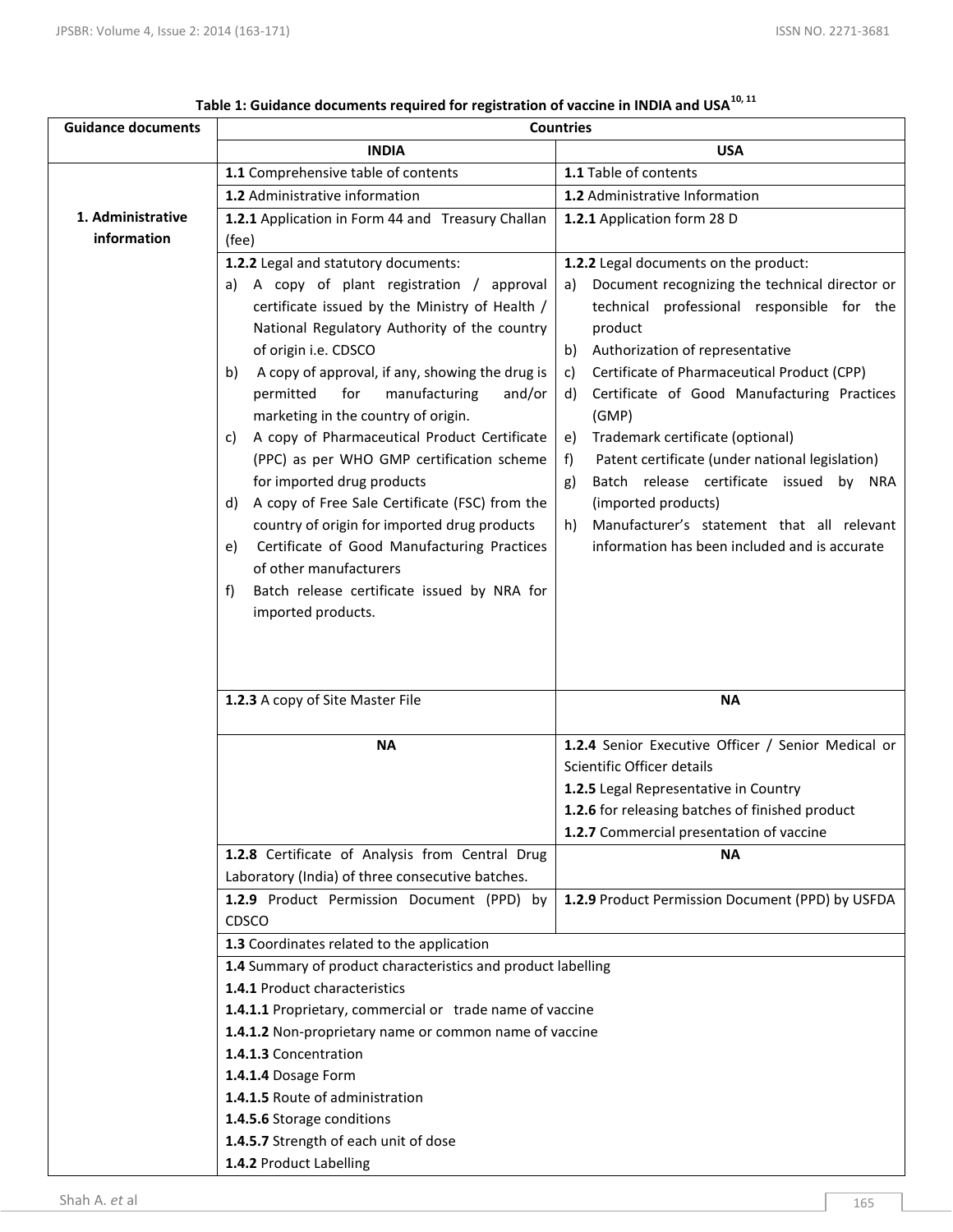**Table 1: Guidance documents required for registration of vaccine in INDIA and USA[10, 11]**

| Guidance documents | Countries | |
|---|---|---|
| | **INDIA** | **USA** |
| **1. Administrative information** | **1.1** Comprehensive table of contents | **1.1** Table of contents |
| | **1.2** Administrative information | **1.2** Administrative Information |
| | **1.2.1** Application in Form 44 and Treasury Challan (fee) | **1.2.1** Application form 28 D |
| | **1.2.2** Legal and statutory documents:<br>a) A copy of plant registration / approval certificate issued by the Ministry of Health / National Regulatory Authority of the country of origin i.e. CDSCO<br>b) A copy of approval, if any, showing the drug is permitted for manufacturing and/or marketing in the country of origin.<br>c) A copy of Pharmaceutical Product Certificate (PPC) as per WHO GMP certification scheme for imported drug products<br>d) A copy of Free Sale Certificate (FSC) from the country of origin for imported drug products<br>e) Certificate of Good Manufacturing Practices of other manufacturers<br>f) Batch release certificate issued by NRA for imported products. | **1.2.2** Legal documents on the product:<br>a) Document recognizing the technical director or technical professional responsible for the product<br>b) Authorization of representative<br>c) Certificate of Pharmaceutical Product (CPP)<br>d) Certificate of Good Manufacturing Practices (GMP)<br>e) Trademark certificate (optional)<br>f) Patent certificate (under national legislation)<br>g) Batch release certificate issued by NRA (imported products)<br>h) Manufacturer's statement that all relevant information has been included and is accurate |
| | **1.2.3** A copy of Site Master File | **NA** |
| | **NA** | **1.2.4** Senior Executive Officer / Senior Medical or Scientific Officer details<br>**1.2.5** Legal Representative in Country<br>**1.2.6** for releasing batches of finished product<br>**1.2.7** Commercial presentation of vaccine |
| | **1.2.8** Certificate of Analysis from Central Drug Laboratory (India) of three consecutive batches. | **NA** |
| | **1.2.9** Product Permission Document (PPD) by CDSCO | **1.2.9** Product Permission Document (PPD) by USFDA |
| | **1.3** Coordinates related to the application | |
| | **1.4** Summary of product characteristics and product labelling<br>**1.4.1** Product characteristics<br>**1.4.1.1** Proprietary, commercial or trade name of vaccine<br>**1.4.1.2** Non-proprietary name or common name of vaccine<br>**1.4.1.3** Concentration<br>**1.4.1.4** Dosage Form<br>**1.4.1.5** Route of administration<br>**1.4.5.6** Storage conditions<br>**1.4.5.7** Strength of each unit of dose<br>**1.4.2** Product Labelling | |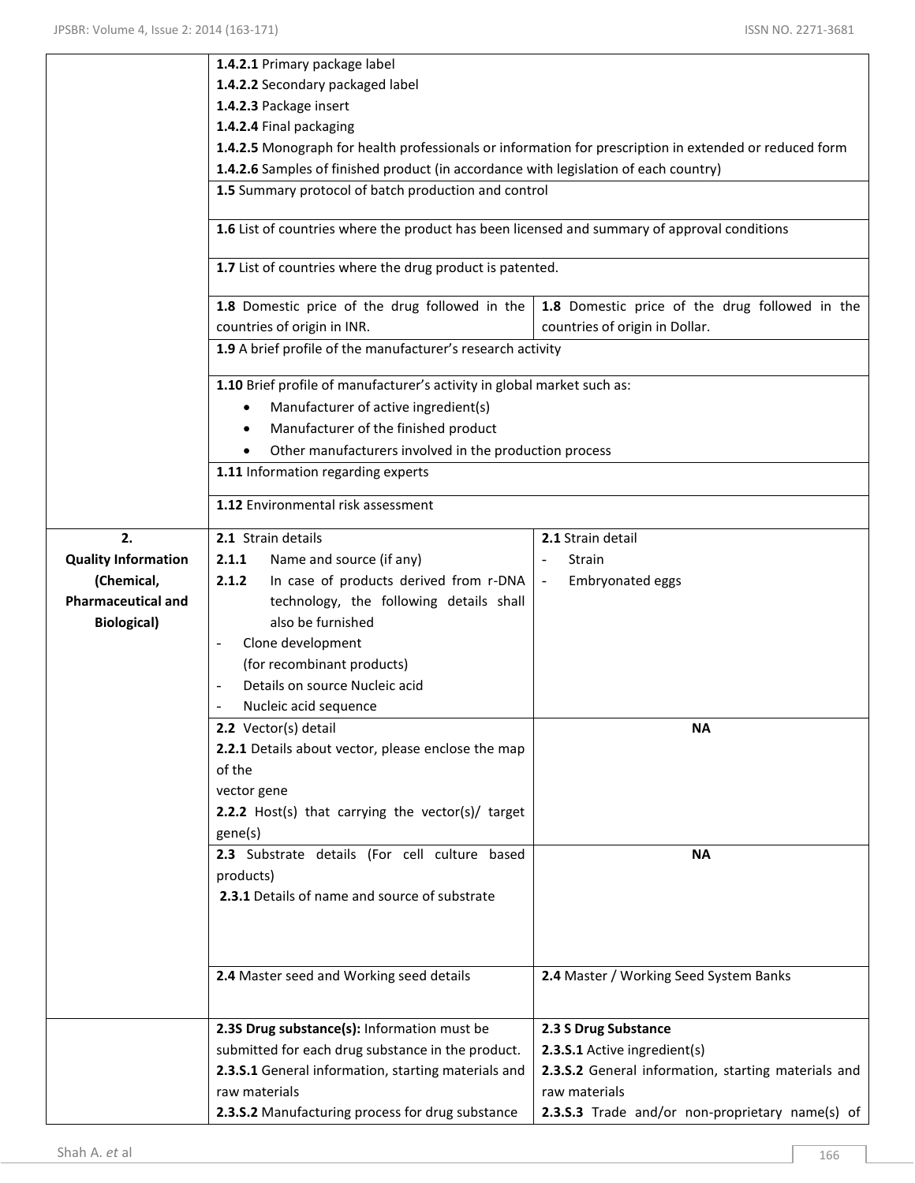| | | |
|---|---|---|
| | **1.4.2.1** Primary package label<br>**1.4.2.2** Secondary packaged label<br>**1.4.2.3** Package insert<br>**1.4.2.4** Final packaging<br>**1.4.2.5** Monograph for health professionals or information for prescription in extended or reduced form<br>**1.4.2.6** Samples of finished product (in accordance with legislation of each country) | |
| | **1.5** Summary protocol of batch production and control | |
| | **1.6** List of countries where the product has been licensed and summary of approval conditions | |
| | **1.7** List of countries where the drug product is patented. | |
| | **1.8** Domestic price of the drug followed in the countries of origin in INR. | **1.8** Domestic price of the drug followed in the countries of origin in Dollar. |
| | **1.9** A brief profile of the manufacturer's research activity | |
| | **1.10** Brief profile of manufacturer's activity in global market such as:<br>• Manufacturer of active ingredient(s)<br>• Manufacturer of the finished product<br>• Other manufacturers involved in the production process | |
| | **1.11** Information regarding experts | |
| | **1.12** Environmental risk assessment | |
| **2. Quality Information (Chemical, Pharmaceutical and Biological)** | **2.1** Strain details<br>**2.1.1** Name and source (if any)<br>**2.1.2** In case of products derived from r-DNA technology, the following details shall also be furnished<br>- Clone development (for recombinant products)<br>- Details on source Nucleic acid<br>- Nucleic acid sequence | **2.1** Strain detail<br>- Strain<br>- Embryonated eggs |
| | **2.2** Vector(s) detail<br>**2.2.1** Details about vector, please enclose the map of the vector gene<br>**2.2.2** Host(s) that carrying the vector(s)/ target gene(s) | **NA** |
| | **2.3** Substrate details (For cell culture based products)<br>**2.3.1** Details of name and source of substrate | **NA** |
| | **2.4** Master seed and Working seed details | **2.4** Master / Working Seed System Banks |
| | **2.3S Drug substance(s):** Information must be submitted for each drug substance in the product.<br>**2.3.S.1** General information, starting materials and raw materials<br>**2.3.S.2** Manufacturing process for drug substance | **2.3 S Drug Substance**<br>**2.3.S.1** Active ingredient(s)<br>**2.3.S.2** General information, starting materials and raw materials<br>**2.3.S.3** Trade and/or non-proprietary name(s) of |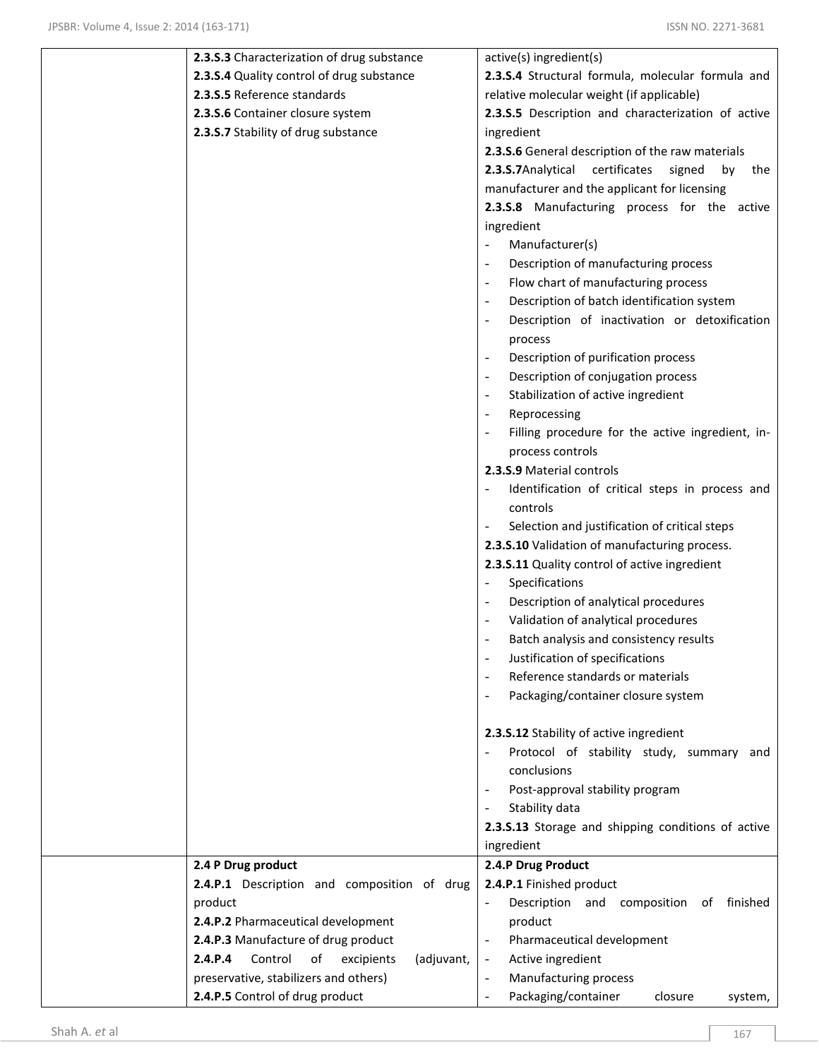|  |  |  |
|---|---|---|
|  | **2.3.S.3** Characterization of drug substance<br>**2.3.S.4** Quality control of drug substance<br>**2.3.S.5** Reference standards<br>**2.3.S.6** Container closure system<br>**2.3.S.7** Stability of drug substance | active(s) ingredient(s)<br>**2.3.S.4** Structural formula, molecular formula and relative molecular weight (if applicable)<br>**2.3.S.5** Description and characterization of active ingredient<br>**2.3.S.6** General description of the raw materials<br>**2.3.S.7**Analytical certificates signed by the manufacturer and the applicant for licensing<br>**2.3.S.8** Manufacturing process for the active ingredient<br>- Manufacturer(s)<br>- Description of manufacturing process<br>- Flow chart of manufacturing process<br>- Description of batch identification system<br>- Description of inactivation or detoxification process<br>- Description of purification process<br>- Description of conjugation process<br>- Stabilization of active ingredient<br>- Reprocessing<br>- Filling procedure for the active ingredient, in-process controls<br>**2.3.S.9** Material controls<br>- Identification of critical steps in process and controls<br>- Selection and justification of critical steps<br>**2.3.S.10** Validation of manufacturing process.<br>**2.3.S.11** Quality control of active ingredient<br>- Specifications<br>- Description of analytical procedures<br>- Validation of analytical procedures<br>- Batch analysis and consistency results<br>- Justification of specifications<br>- Reference standards or materials<br>- Packaging/container closure system<br><br>**2.3.S.12** Stability of active ingredient<br>- Protocol of stability study, summary and conclusions<br>- Post-approval stability program<br>- Stability data<br>**2.3.S.13** Storage and shipping conditions of active ingredient |
|  | **2.4 P Drug product**<br>**2.4.P.1** Description and composition of drug product<br>**2.4.P.2** Pharmaceutical development<br>**2.4.P.3** Manufacture of drug product<br>**2.4.P.4** Control of excipients (adjuvant, preservative, stabilizers and others)<br>**2.4.P.5** Control of drug product | **2.4.P Drug Product**<br>**2.4.P.1** Finished product<br>- Description and composition of finished product<br>- Pharmaceutical development<br>- Active ingredient<br>- Manufacturing process<br>- Packaging/container closure system, |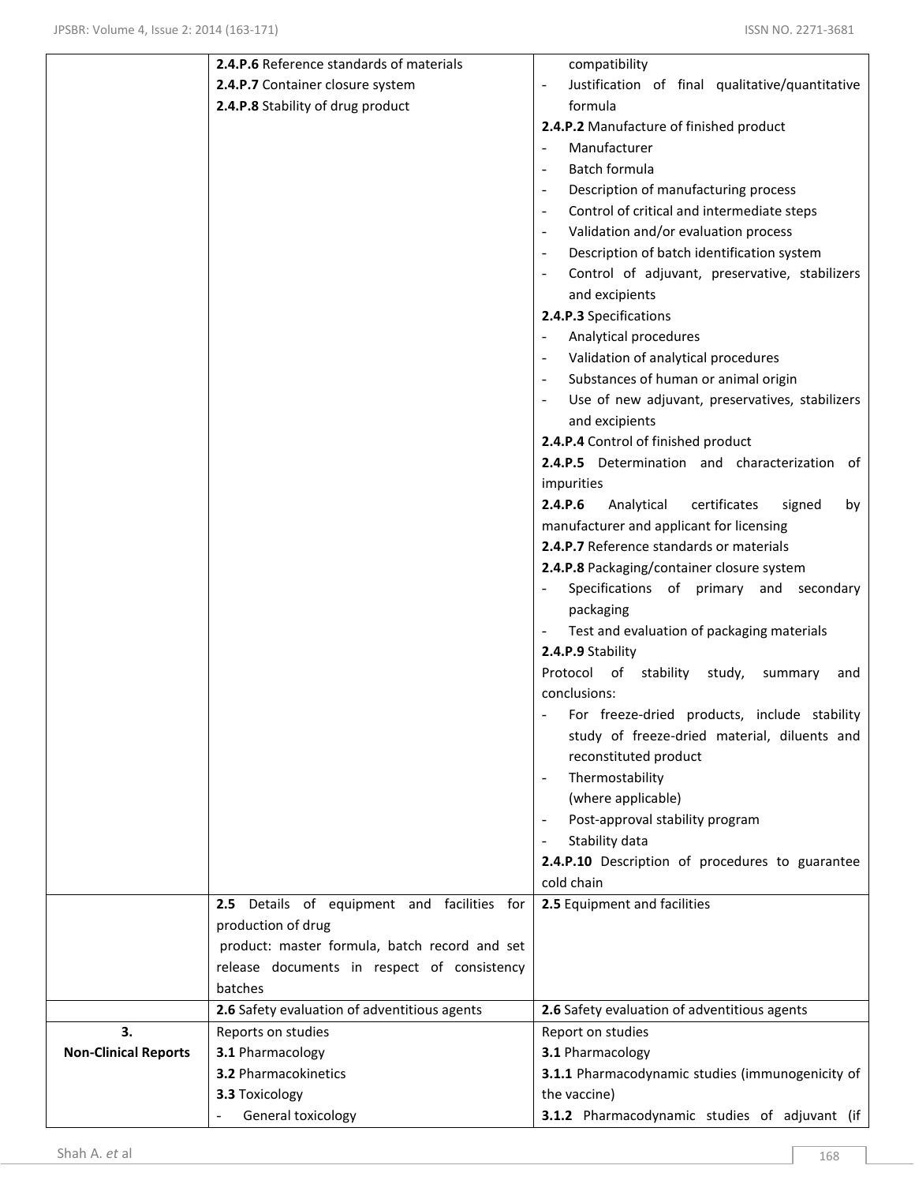| | | |
|---|---|---|
| | **2.4.P.6** Reference standards of materials<br>**2.4.P.7** Container closure system<br>**2.4.P.8** Stability of drug product | compatibility<br>- Justification of final qualitative/quantitative formula<br>**2.4.P.2** Manufacture of finished product<br>- Manufacturer<br>- Batch formula<br>- Description of manufacturing process<br>- Control of critical and intermediate steps<br>- Validation and/or evaluation process<br>- Description of batch identification system<br>- Control of adjuvant, preservative, stabilizers and excipients<br>**2.4.P.3** Specifications<br>- Analytical procedures<br>- Validation of analytical procedures<br>- Substances of human or animal origin<br>- Use of new adjuvant, preservatives, stabilizers and excipients<br>**2.4.P.4** Control of finished product<br>**2.4.P.5** Determination and characterization of impurities<br>**2.4.P.6** Analytical certificates signed by manufacturer and applicant for licensing<br>**2.4.P.7** Reference standards or materials<br>**2.4.P.8** Packaging/container closure system<br>- Specifications of primary and secondary packaging<br>- Test and evaluation of packaging materials<br>**2.4.P.9** Stability<br>Protocol of stability study, summary and conclusions:<br>- For freeze-dried products, include stability study of freeze-dried material, diluents and reconstituted product<br>- Thermostability (where applicable)<br>- Post-approval stability program<br>- Stability data<br>**2.4.P.10** Description of procedures to guarantee cold chain |
| | **2.5** Details of equipment and facilities for production of drug product: master formula, batch record and set release documents in respect of consistency batches | **2.5** Equipment and facilities |
| | **2.6** Safety evaluation of adventitious agents | **2.6** Safety evaluation of adventitious agents |
| **3. Non-Clinical Reports** | Reports on studies<br>**3.1** Pharmacology<br>**3.2** Pharmacokinetics<br>**3.3** Toxicology<br>- General toxicology | Report on studies<br>**3.1** Pharmacology<br>**3.1.1** Pharmacodynamic studies (immunogenicity of the vaccine)<br>**3.1.2** Pharmacodynamic studies of adjuvant (if |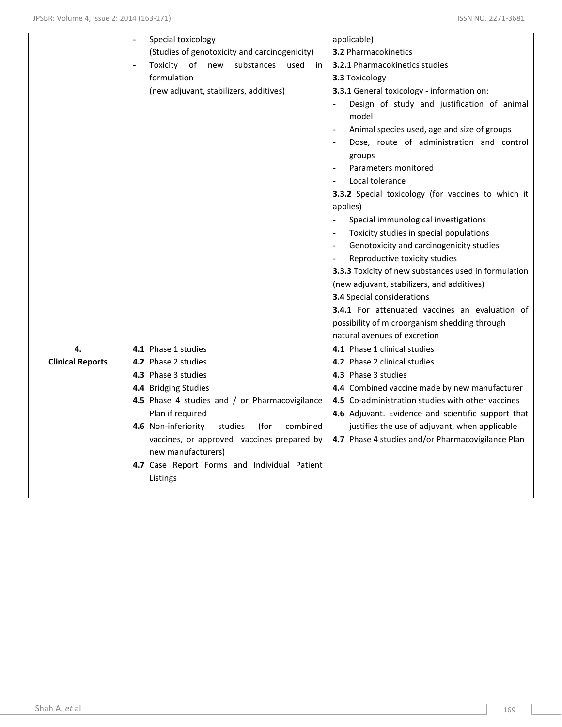| | | |
|---|---|---|
| | - Special toxicology (Studies of genotoxicity and carcinogenicity)<br>- Toxicity of new substances used in formulation (new adjuvant, stabilizers, additives) | applicable)<br>**3.2** Pharmacokinetics<br>**3.2.1** Pharmacokinetics studies<br>**3.3** Toxicology<br>**3.3.1** General toxicology - information on:<br>- Design of study and justification of animal model<br>- Animal species used, age and size of groups<br>- Dose, route of administration and control groups<br>- Parameters monitored<br>- Local tolerance<br>**3.3.2** Special toxicology (for vaccines to which it applies)<br>- Special immunological investigations<br>- Toxicity studies in special populations<br>- Genotoxicity and carcinogenicity studies<br>- Reproductive toxicity studies<br>**3.3.3** Toxicity of new substances used in formulation (new adjuvant, stabilizers, and additives)<br>**3.4** Special considerations<br>**3.4.1** For attenuated vaccines an evaluation of possibility of microorganism shedding through natural avenues of excretion |
| **4. Clinical Reports** | **4.1** Phase 1 studies<br>**4.2** Phase 2 studies<br>**4.3** Phase 3 studies<br>**4.4** Bridging Studies<br>**4.5** Phase 4 studies and / or Pharmacovigilance Plan if required<br>**4.6** Non-inferiority studies (for combined vaccines, or approved vaccines prepared by new manufacturers)<br>**4.7** Case Report Forms and Individual Patient Listings | **4.1** Phase 1 clinical studies<br>**4.2** Phase 2 clinical studies<br>**4.3** Phase 3 studies<br>**4.4** Combined vaccine made by new manufacturer<br>**4.5** Co-administration studies with other vaccines<br>**4.6** Adjuvant. Evidence and scientific support that justifies the use of adjuvant, when applicable<br>**4.7** Phase 4 studies and/or Pharmacovigilance Plan |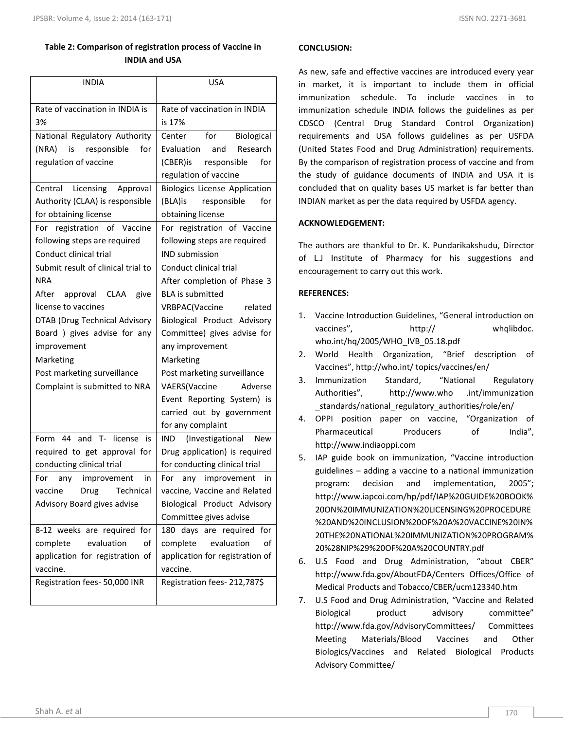**Table 2: Comparison of registration process of Vaccine in INDIA and USA**

| INDIA | USA |
|---|---|
| Rate of vaccination in INDIA is 3% | Rate of vaccination in INDIA is 17% |
| National Regulatory Authority (NRA) is responsible for regulation of vaccine | Center for Biological Evaluation and Research (CBER)is responsible for regulation of vaccine |
| Central Licensing Approval Authority (CLAA) is responsible for obtaining license | Biologics License Application (BLA)is responsible for obtaining license |
| For registration of Vaccine following steps are required<br>Conduct clinical trial<br>Submit result of clinical trial to NRA<br>After approval CLAA give license to vaccines<br>DTAB (Drug Technical Advisory Board ) gives advise for any improvement<br>Marketing<br>Post marketing surveillance<br>Complaint is submitted to NRA | For registration of Vaccine following steps are required<br>IND submission<br>Conduct clinical trial<br>After completion of Phase 3 BLA is submitted<br>VRBPAC(Vaccine related Biological Product Advisory Committee) gives advise for any improvement<br>Marketing<br>Post marketing surveillance<br>VAERS(Vaccine Adverse Event Reporting System) is carried out by government for any complaint |
| Form 44 and T- license is required to get approval for conducting clinical trial | IND (Investigational New Drug application) is required for conducting clinical trial |
| For any improvement in vaccine Drug Technical Advisory Board gives advise | For any improvement in vaccine, Vaccine and Related Biological Product Advisory Committee gives advise |
| 8-12 weeks are required for complete evaluation of application for registration of vaccine. | 180 days are required for complete evaluation of application for registration of vaccine. |
| Registration fees- 50,000 INR | Registration fees- 212,787$ |

## CONCLUSION:

As new, safe and effective vaccines are introduced every year in market, it is important to include them in official immunization schedule. To include vaccines in to immunization schedule INDIA follows the guidelines as per CDSCO (Central Drug Standard Control Organization) requirements and USA follows guidelines as per USFDA (United States Food and Drug Administration) requirements. By the comparison of registration process of vaccine and from the study of guidance documents of INDIA and USA it is concluded that on quality bases US market is far better than INDIAN market as per the data required by USFDA agency.

## ACKNOWLEDGEMENT:

The authors are thankful to Dr. K. Pundarikakshudu, Director of L.J Institute of Pharmacy for his suggestions and encouragement to carry out this work.

## REFERENCES:

1. Vaccine Introduction Guidelines, "General introduction on vaccines", http:// whqlibdoc. who.int/hq/2005/WHO_IVB_05.18.pdf
2. World Health Organization, "Brief description of Vaccines", http://who.int/ topics/vaccines/en/
3. Immunization Standard, "National Regulatory Authorities", http://www.who .int/immunization _standards/national_regulatory_authorities/role/en/
4. OPPI position paper on vaccine, "Organization of Pharmaceutical Producers of India", http://www.indiaoppi.com
5. IAP guide book on immunization, "Vaccine introduction guidelines – adding a vaccine to a national immunization program: decision and implementation, 2005"; http://www.iapcoi.com/hp/pdf/IAP%20GUIDE%20BOOK%20ON%20IMMUNIZATION%20LICENSING%20PROCEDURE%20AND%20INCLUSION%20OF%20A%20VACCINE%20IN%20THE%20NATIONAL%20IMMUNIZATION%20PROGRAM%20%28NIP%29%20OF%20A%20COUNTRY.pdf
6. U.S Food and Drug Administration, "about CBER" http://www.fda.gov/AboutFDA/Centers Offices/Office of Medical Products and Tobacco/CBER/ucm123340.htm
7. U.S Food and Drug Administration, "Vaccine and Related Biological product advisory committee" http://www.fda.gov/AdvisoryCommittees/ Committees Meeting Materials/Blood Vaccines and Other Biologics/Vaccines and Related Biological Products Advisory Committee/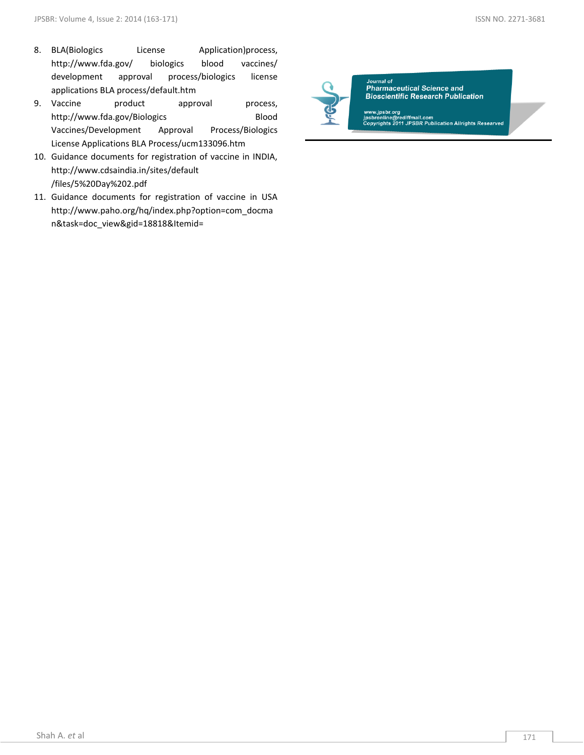8. BLA(Biologics License Application)process, http://www.fda.gov/ biologics blood vaccines/ development approval process/biologics license applications BLA process/default.htm
9. Vaccine product approval process, http://www.fda.gov/Biologics Blood Vaccines/Development Approval Process/Biologics License Applications BLA Process/ucm133096.htm
10. Guidance documents for registration of vaccine in INDIA, http://www.cdsaindia.in/sites/default /files/5%20Day%202.pdf
11. Guidance documents for registration of vaccine in USA http://www.paho.org/hq/index.php?option=com_docman&task=doc_view&gid=18818&Itemid=

Journal of
Pharmaceutical Science and
Bioscientific Research Publication

www.jpsbr.org
jpsbronline@rediffmail.com
Copyrights 2011 JPSBR Publication Allrights Researved